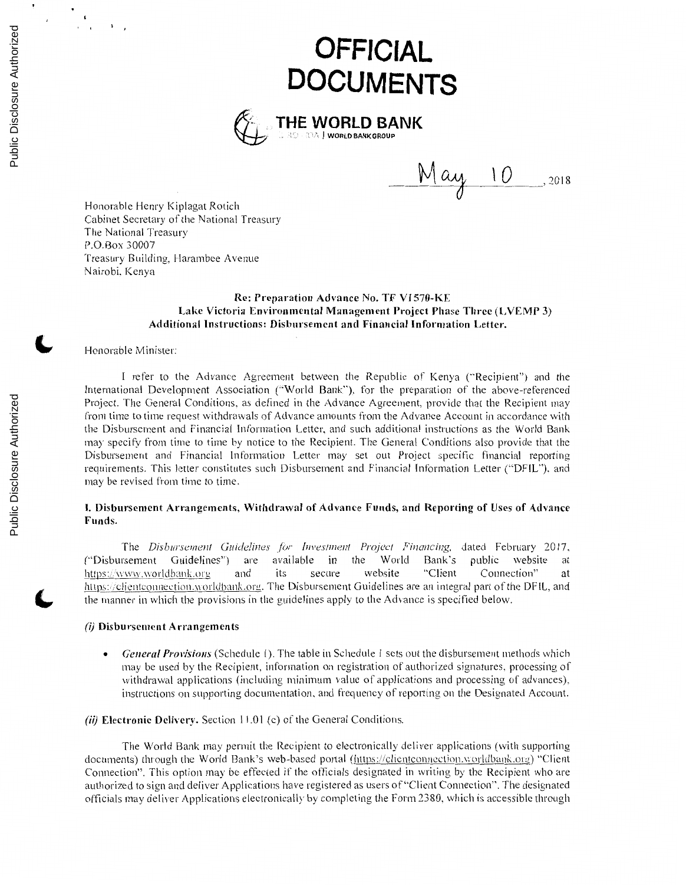# OFFICIAL DOCUMENTS

**THE WORLD BANK**
WORLD BANK GROUP

May 10, 2018

Honorable Henry Kiplagat Rotich
Cabinet Secretary of the National Treasury
The National Treasury
P.O.Box 30007
Treasury Building, Harambee Avenue
Nairobi, Kenya

**Re: Preparation Advance No. TF V1570-KE**
**Lake Victoria Environmental Management Project Phase Three (LVEMP 3)**
**Additional Instructions: Disbursement and Financial Information Letter.**

Honorable Minister:

I refer to the Advance Agreement between the Republic of Kenya ("Recipient") and the International Development Association ("World Bank"), for the preparation of the above-referenced Project. The General Conditions, as defined in the Advance Agreement, provide that the Recipient may from time to time request withdrawals of Advance amounts from the Advance Account in accordance with the Disbursement and Financial Information Letter, and such additional instructions as the World Bank may specify from time to time by notice to the Recipient. The General Conditions also provide that the Disbursement and Financial Information Letter may set out Project specific financial reporting requirements. This letter constitutes such Disbursement and Financial Information Letter ("DFIL"), and may be revised from time to time.

**I. Disbursement Arrangements, Withdrawal of Advance Funds, and Reporting of Uses of Advance Funds.**

The *Disbursement Guidelines for Investment Project Financing,* dated February 2017, ("Disbursement Guidelines") are available in the World Bank's public website at https://www.worldbank.org and its secure website "Client Connection" at https://clientconnection.worldbank.org. The Disbursement Guidelines are an integral part of the DFIL, and the manner in which the provisions in the guidelines apply to the Advance is specified below.

***(i)* Disbursement Arrangements**

- *General Provisions* (Schedule 1). The table in Schedule 1 sets out the disbursement methods which may be used by the Recipient, information on registration of authorized signatures, processing of withdrawal applications (including minimum value of applications and processing of advances), instructions on supporting documentation, and frequency of reporting on the Designated Account.

***(ii)* Electronic Delivery.** Section 11.01 (c) of the General Conditions.

The World Bank may permit the Recipient to electronically deliver applications (with supporting documents) through the World Bank's web-based portal (https://clientconnection.worldbank.org) "Client Connection". This option may be effected if the officials designated in writing by the Recipient who are authorized to sign and deliver Applications have registered as users of "Client Connection". The designated officials may deliver Applications electronically by completing the Form 2380, which is accessible through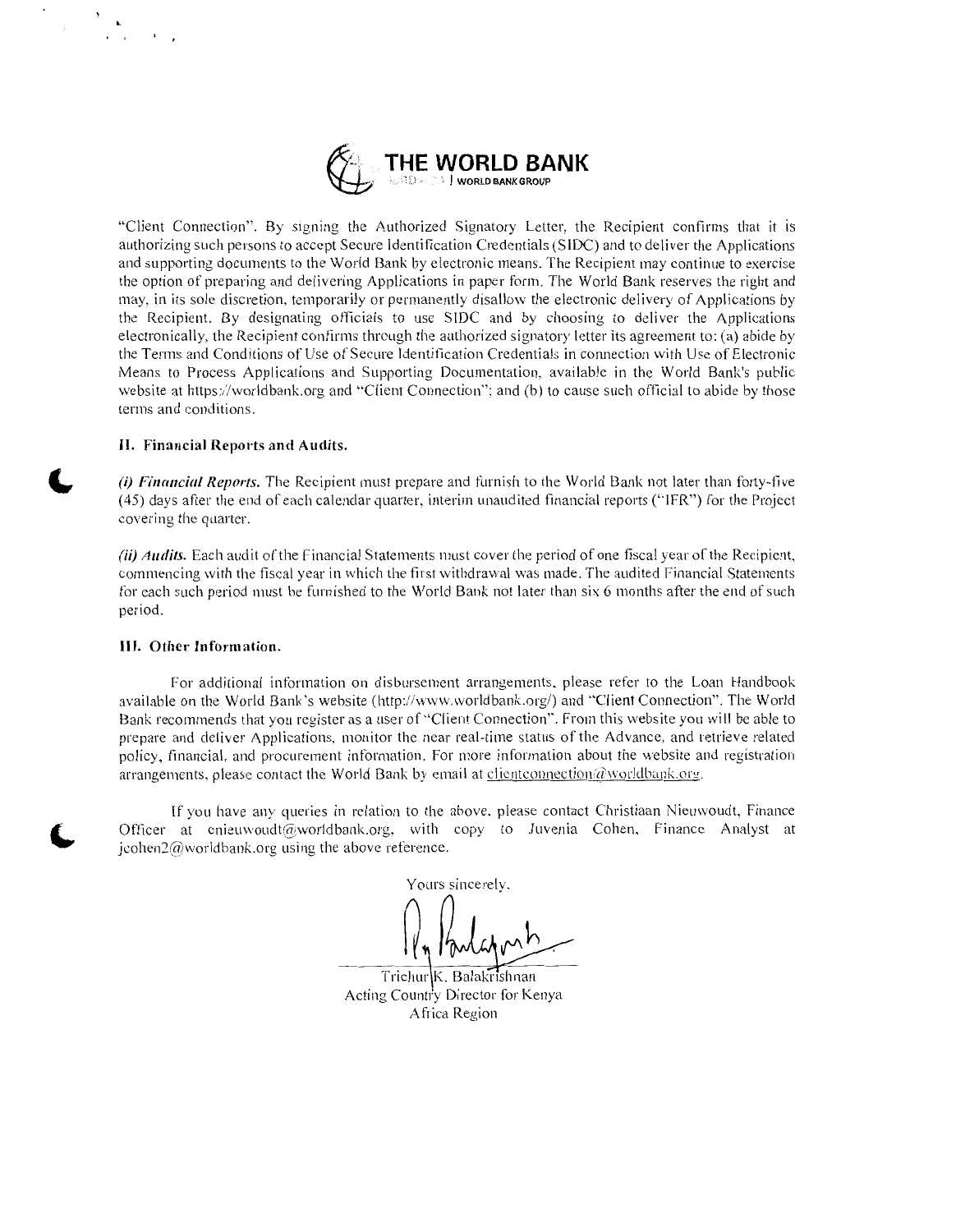"Client Connection". By signing the Authorized Signatory Letter, the Recipient confirms that it is authorizing such persons to accept Secure Identification Credentials (SIDC) and to deliver the Applications and supporting documents to the World Bank by electronic means. The Recipient may continue to exercise the option of preparing and delivering Applications in paper form. The World Bank reserves the right and may, in its sole discretion, temporarily or permanently disallow the electronic delivery of Applications by the Recipient. By designating officials to use SIDC and by choosing to deliver the Applications electronically, the Recipient confirms through the authorized signatory letter its agreement to: (a) abide by the Terms and Conditions of Use of Secure Identification Credentials in connection with Use of Electronic Means to Process Applications and Supporting Documentation, available in the World Bank's public website at https://worldbank.org and "Client Connection"; and (b) to cause such official to abide by those terms and conditions.

**II. Financial Reports and Audits.**

***(i) Financial Reports.*** The Recipient must prepare and furnish to the World Bank not later than forty-five (45) days after the end of each calendar quarter, interim unaudited financial reports ("IFR") for the Project covering the quarter.

***(ii) Audits.*** Each audit of the Financial Statements must cover the period of one fiscal year of the Recipient, commencing with the fiscal year in which the first withdrawal was made. The audited Financial Statements for each such period must be furnished to the World Bank not later than six 6 months after the end of such period.

**III. Other Information.**

For additional information on disbursement arrangements, please refer to the Loan Handbook available on the World Bank's website (http://www.worldbank.org/) and "Client Connection". The World Bank recommends that you register as a user of "Client Connection". From this website you will be able to prepare and deliver Applications, monitor the near real-time status of the Advance, and retrieve related policy, financial, and procurement information. For more information about the website and registration arrangements, please contact the World Bank by email at clientconnection@worldbank.org.

If you have any queries in relation to the above, please contact Christiaan Nieuwoudt, Finance Officer at cnieuwoudt@worldbank.org, with copy to Juvenia Cohen, Finance Analyst at jcohen2@worldbank.org using the above reference.

Yours sincerely,

Trichur K. Balakrishnan
Acting Country Director for Kenya
Africa Region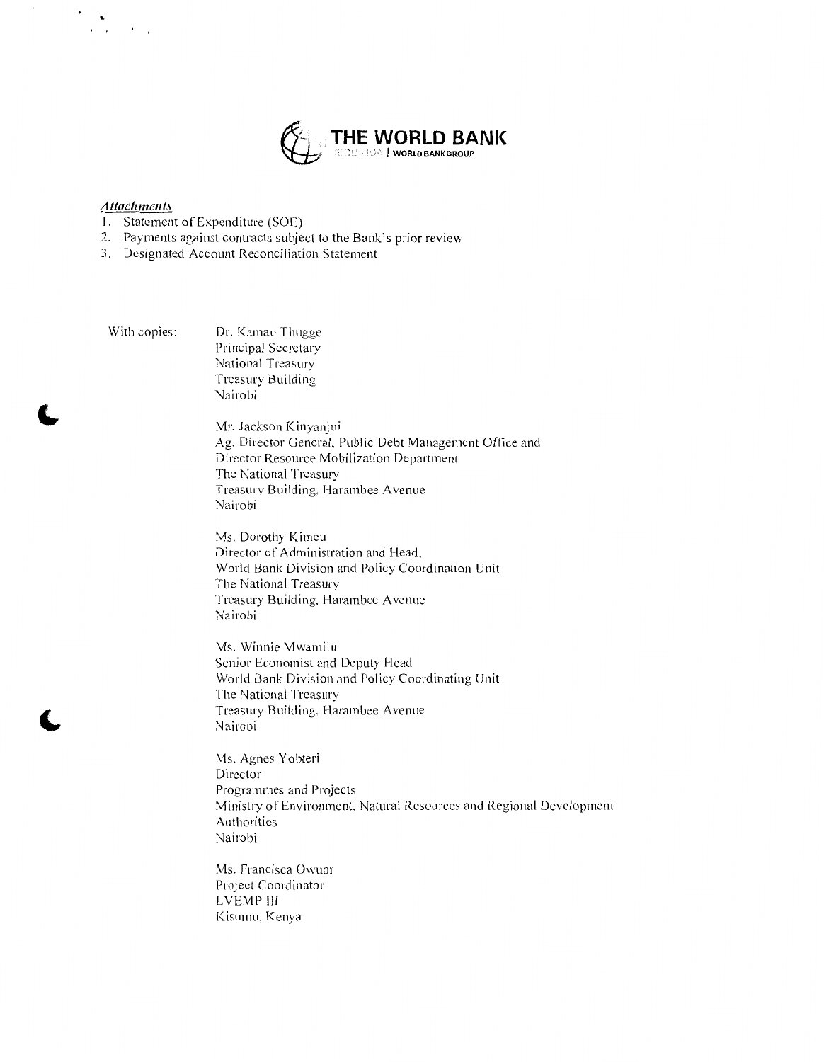THE WORLD BANK
IBRD · IDA | WORLD BANK GROUP

***Attachments***

1. Statement of Expenditure (SOE)
2. Payments against contracts subject to the Bank's prior review
3. Designated Account Reconciliation Statement

With copies:

Dr. Kamau Thugge
Principal Secretary
National Treasury
Treasury Building
Nairobi

Mr. Jackson Kinyanjui
Ag. Director General, Public Debt Management Office and
Director Resource Mobilization Department
The National Treasury
Treasury Building, Harambee Avenue
Nairobi

Ms. Dorothy Kimeu
Director of Administration and Head,
World Bank Division and Policy Coordination Unit
The National Treasury
Treasury Building, Harambee Avenue
Nairobi

Ms. Winnie Mwamilu
Senior Economist and Deputy Head
World Bank Division and Policy Coordinating Unit
The National Treasury
Treasury Building, Harambee Avenue
Nairobi

Ms. Agnes Yobteri
Director
Programmes and Projects
Ministry of Environment, Natural Resources and Regional Development Authorities
Nairobi

Ms. Francisca Owuor
Project Coordinator
LVEMP III
Kisumu, Kenya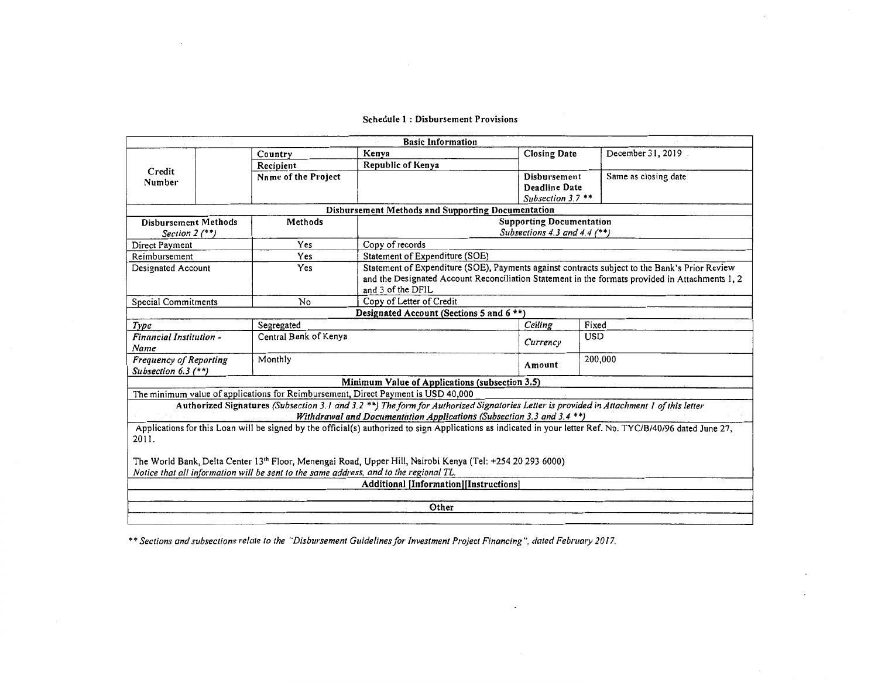**Schedule 1 : Disbursement Provisions**

| **Basic Information** | | | | | |
|---|---|---|---|---|---|
| Credit Number | | **Country** | **Kenya** | **Closing Date** | December 31, 2019 |
| | | **Recipient** | **Republic of Kenya** | | |
| | | **Name of the Project** | | **Disbursement Deadline Date** *Subsection 3.7* ** | Same as closing date |

| **Disbursement Methods and Supporting Documentation** | | |
|---|---|---|
| **Disbursement Methods** *Section 2 (**)* | **Methods** | **Supporting Documentation** *Subsections 4.3 and 4.4 (**)* |
| Direct Payment | Yes | Copy of records |
| Reimbursement | Yes | Statement of Expenditure (SOE) |
| Designated Account | Yes | Statement of Expenditure (SOE), Payments against contracts subject to the Bank's Prior Review and the Designated Account Reconciliation Statement in the formats provided in Attachments 1, 2 and 3 of the DFIL |
| Special Commitments | No | Copy of Letter of Credit |

| **Designated Account (Sections 5 and 6 **)** | | | |
|---|---|---|---|
| *Type* | Segregated | *Ceiling* | Fixed |
| *Financial Institution - Name* | Central Bank of Kenya | *Currency* | USD |
| *Frequency of Reporting Subsection 6.3 (**)* | Monthly | **Amount** | 200,000 |

**Minimum Value of Applications (subsection 3.5)**

The minimum value of applications for Reimbursement, Direct Payment is USD 40,000

**Authorized Signatures** *(Subsection 3.1 and 3.2 **) The form for Authorized Signatories Letter is provided in Attachment 1 of this letter*

***Withdrawal and Documentation Applications (Subsection 3.3 and 3.4 **)***

Applications for this Loan will be signed by the official(s) authorized to sign Applications as indicated in your letter Ref. No. TYC/B/40/96 dated June 27, 2011.

The World Bank, Delta Center 13th Floor, Menengai Road, Upper Hill, Nairobi Kenya (Tel: +254 20 293 6000)

*Notice that all information will be sent to the same address, and to the regional TL.*

**Additional [Information][Instructions]**

**Other**

*** Sections and subsections relate to the "Disbursement Guidelines for Investment Project Financing", dated February 2017.*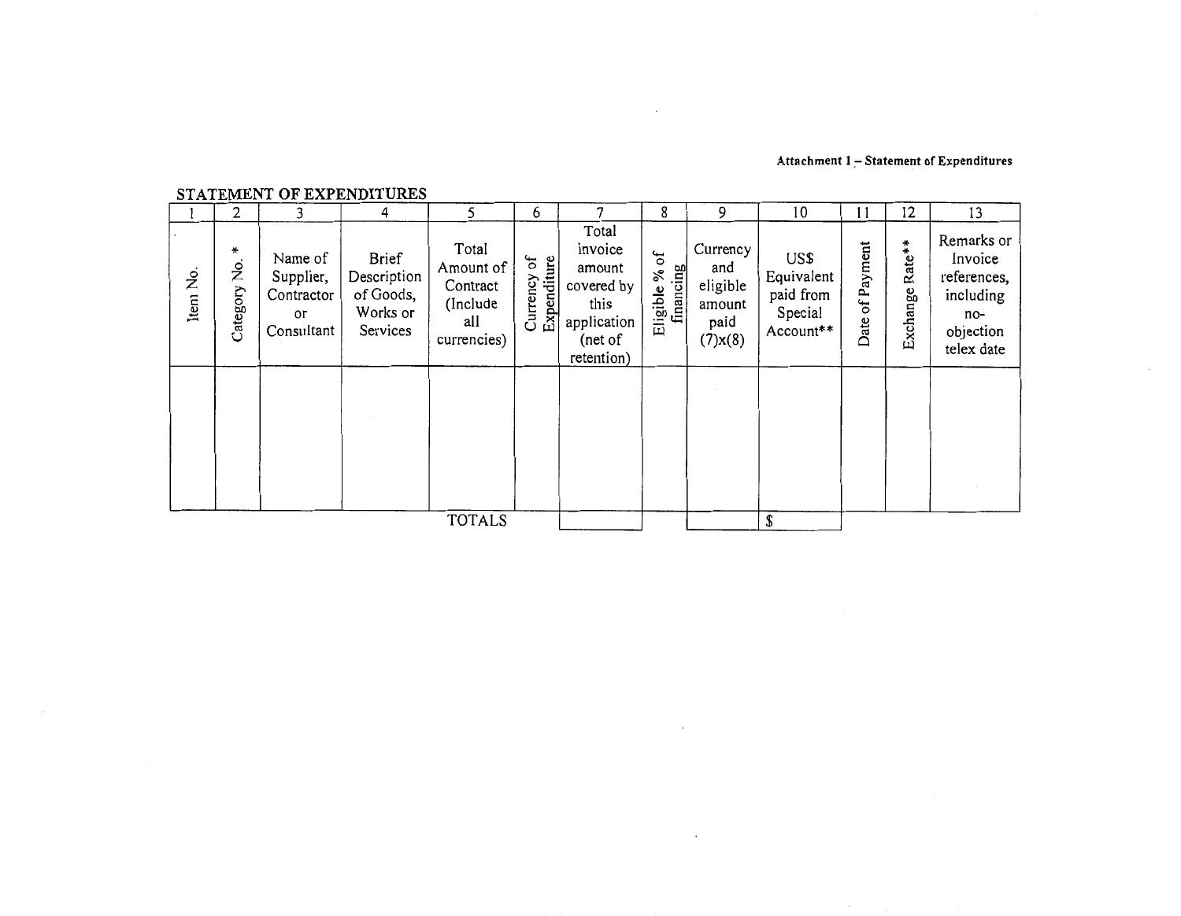Attachment I – Statement of Expenditures

## STATEMENT OF EXPENDITURES

| 1 | 2 | 3 | 4 | 5 | 6 | 7 | 8 | 9 | 10 | 11 | 12 | 13 |
|---|---|---|---|---|---|---|---|---|---|---|---|---|
| Item No. | Category No. * | Name of Supplier, Contractor or Consultant | Brief Description of Goods, Works or Services | Total Amount of Contract (Include all currencies) | Currency of Expenditure | Total invoice amount covered by this application (net of retention) | Eligible % of financing | Currency and eligible amount paid (7)x(8) | US$ Equivalent paid from Special Account** | Date of Payment | Exchange Rate** | Remarks or Invoice references, including no-objection telex date |
| | | | | | | | | | | | | |
| | | | | TOTALS | | | | | $ | | | |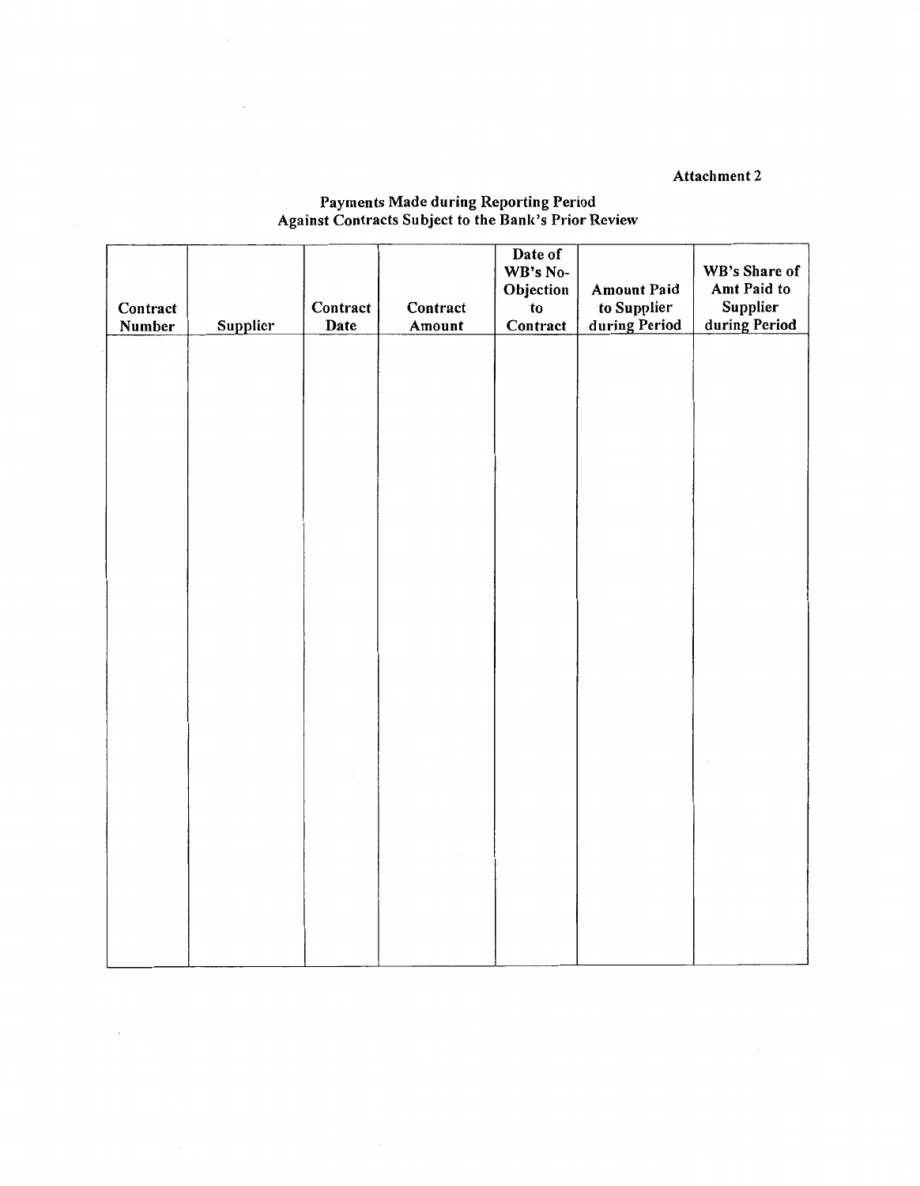Attachment 2

## Payments Made during Reporting Period
## Against Contracts Subject to the Bank's Prior Review

| Contract Number | Supplier | Contract Date | Contract Amount | Date of WB's No-Objection to Contract | Amount Paid to Supplier during Period | WB's Share of Amt Paid to Supplier during Period |
|---|---|---|---|---|---|---|
| | | | | | | |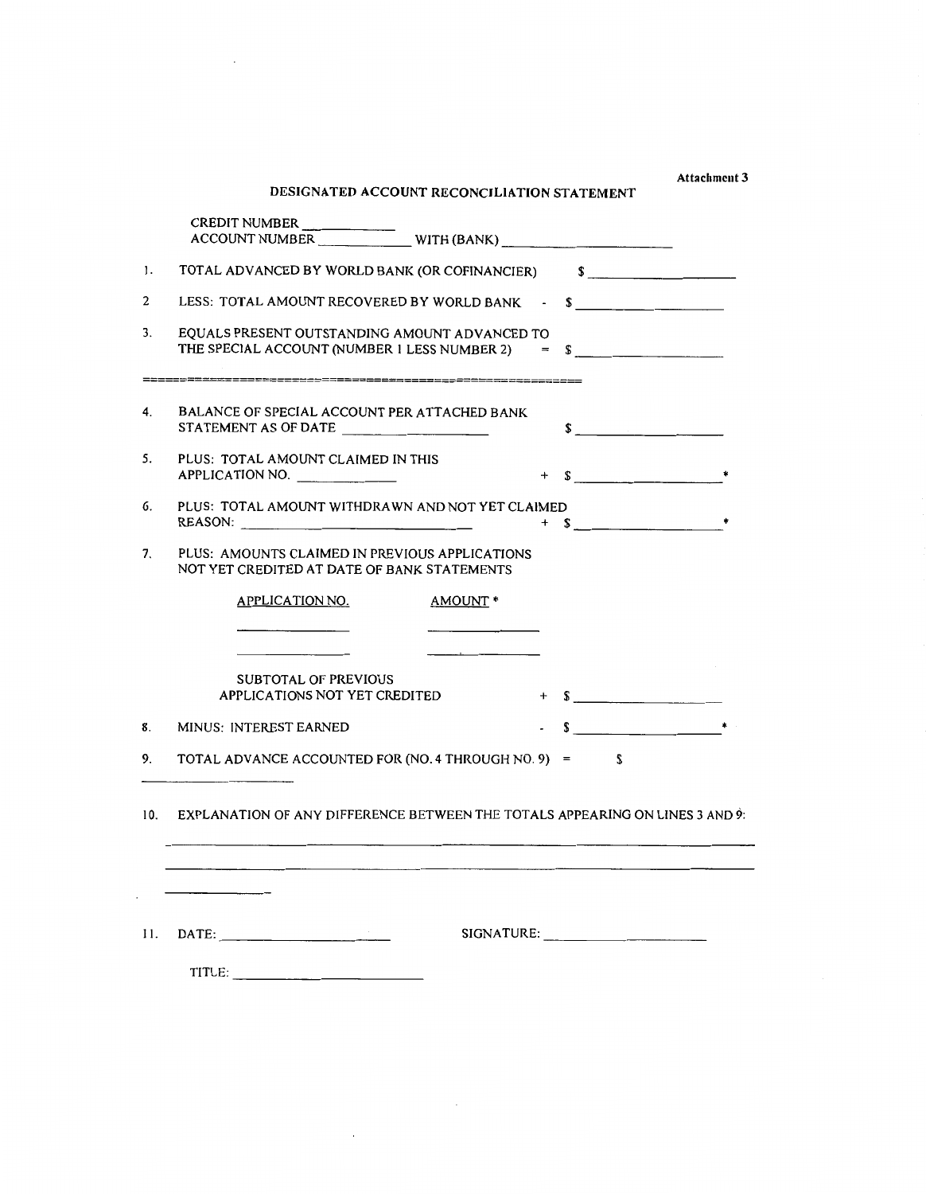Attachment 3

## DESIGNATED ACCOUNT RECONCILIATION STATEMENT

CREDIT NUMBER ____________
ACCOUNT NUMBER ____________ WITH (BANK) ______________________

1. TOTAL ADVANCED BY WORLD BANK (OR COFINANCIER) $ ________________

2. LESS: TOTAL AMOUNT RECOVERED BY WORLD BANK - $ ________________

3. EQUALS PRESENT OUTSTANDING AMOUNT ADVANCED TO THE SPECIAL ACCOUNT (NUMBER 1 LESS NUMBER 2) = $ ________________

==========================================================

4. BALANCE OF SPECIAL ACCOUNT PER ATTACHED BANK STATEMENT AS OF DATE ________________ $ ________________

5. PLUS: TOTAL AMOUNT CLAIMED IN THIS APPLICATION NO. ____________ + $ ________________*

6. PLUS: TOTAL AMOUNT WITHDRAWN AND NOT YET CLAIMED REASON: ________________________ + $ ________________*

7. PLUS: AMOUNTS CLAIMED IN PREVIOUS APPLICATIONS NOT YET CREDITED AT DATE OF BANK STATEMENTS

| APPLICATION NO. | AMOUNT * |
|---|---|
| ____________ | ____________ |
| ____________ | ____________ |

SUBTOTAL OF PREVIOUS APPLICATIONS NOT YET CREDITED + $ ________________

8. MINUS: INTEREST EARNED - $ ________________*

9. TOTAL ADVANCE ACCOUNTED FOR (NO. 4 THROUGH NO. 9) = $

________________

10. EXPLANATION OF ANY DIFFERENCE BETWEEN THE TOTALS APPEARING ON LINES 3 AND 9:

______________________________________________________________________

______________________________________________________________________

____________

11. DATE: ____________________ SIGNATURE: ____________________

TITLE: ____________________